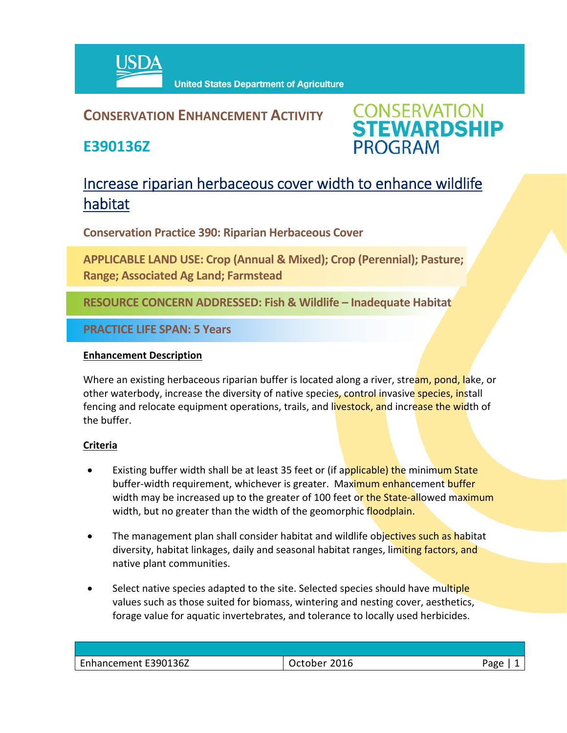United States Department of Agriculture

**CONSERVATION ENHANCEMENT ACTIVITY**

**E390136Z**

CONSERVATION STEWARDSHIP PROGRAM

# Increase riparian herbaceous cover width to enhance wildlife habitat

**Conservation Practice 390: Riparian Herbaceous Cover**

**APPLICABLE LAND USE: Crop (Annual & Mixed); Crop (Perennial); Pasture; Range; Associated Ag Land; Farmstead**

**RESOURCE CONCERN ADDRESSED: Fish & Wildlife – Inadequate Habitat**

**PRACTICE LIFE SPAN: 5 Years**

## Enhancement Description

Where an existing herbaceous riparian buffer is located along a river, stream, pond, lake, or other waterbody, increase the diversity of native species, control invasive species, install fencing and relocate equipment operations, trails, and livestock, and increase the width of the buffer.

## Criteria

- Existing buffer width shall be at least 35 feet or (if applicable) the minimum State buffer-width requirement, whichever is greater. Maximum enhancement buffer width may be increased up to the greater of 100 feet or the State-allowed maximum width, but no greater than the width of the geomorphic floodplain.
- The management plan shall consider habitat and wildlife objectives such as habitat diversity, habitat linkages, daily and seasonal habitat ranges, limiting factors, and native plant communities.
- Select native species adapted to the site. Selected species should have multiple values such as those suited for biomass, wintering and nesting cover, aesthetics, forage value for aquatic invertebrates, and tolerance to locally used herbicides.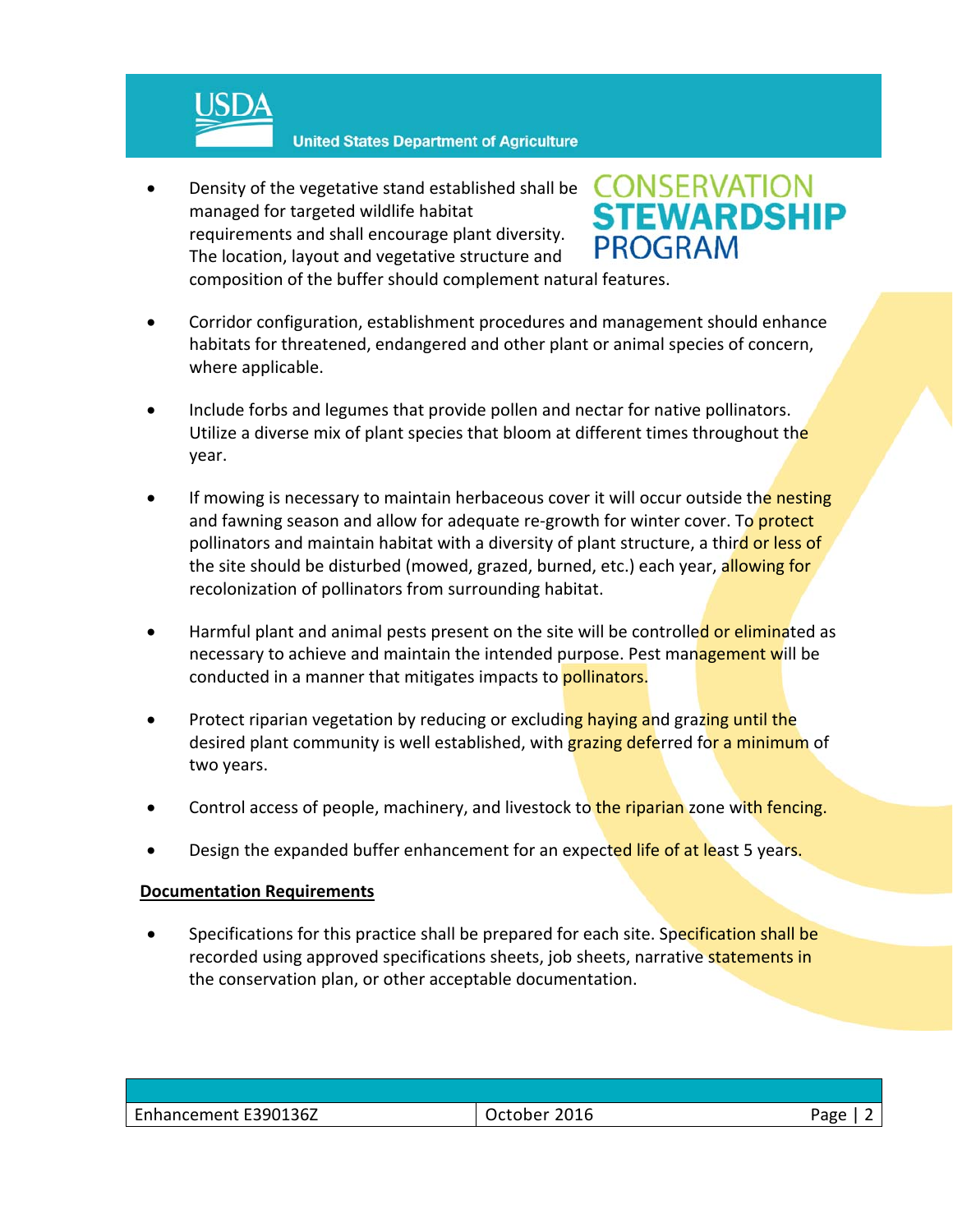- Density of the vegetative stand established shall be managed for targeted wildlife habitat requirements and shall encourage plant diversity. The location, layout and vegetative structure and composition of the buffer should complement natural features.

- Corridor configuration, establishment procedures and management should enhance habitats for threatened, endangered and other plant or animal species of concern, where applicable.

- Include forbs and legumes that provide pollen and nectar for native pollinators. Utilize a diverse mix of plant species that bloom at different times throughout the year.

- If mowing is necessary to maintain herbaceous cover it will occur outside the nesting and fawning season and allow for adequate re-growth for winter cover. To protect pollinators and maintain habitat with a diversity of plant structure, a third or less of the site should be disturbed (mowed, grazed, burned, etc.) each year, allowing for recolonization of pollinators from surrounding habitat.

- Harmful plant and animal pests present on the site will be controlled or eliminated as necessary to achieve and maintain the intended purpose. Pest management will be conducted in a manner that mitigates impacts to pollinators.

- Protect riparian vegetation by reducing or excluding haying and grazing until the desired plant community is well established, with grazing deferred for a minimum of two years.

- Control access of people, machinery, and livestock to the riparian zone with fencing.

- Design the expanded buffer enhancement for an expected life of at least 5 years.

**Documentation Requirements**

- Specifications for this practice shall be prepared for each site. Specification shall be recorded using approved specifications sheets, job sheets, narrative statements in the conservation plan, or other acceptable documentation.